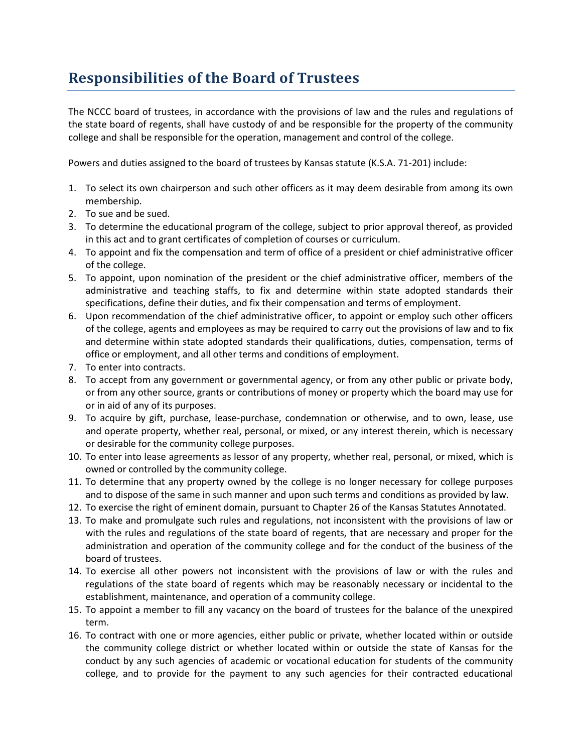# Responsibilities of the Board of Trustees

The NCCC board of trustees, in accordance with the provisions of law and the rules and regulations of the state board of regents, shall have custody of and be responsible for the property of the community college and shall be responsible for the operation, management and control of the college.

Powers and duties assigned to the board of trustees by Kansas statute (K.S.A. 71-201) include:

1. To select its own chairperson and such other officers as it may deem desirable from among its own membership.
2. To sue and be sued.
3. To determine the educational program of the college, subject to prior approval thereof, as provided in this act and to grant certificates of completion of courses or curriculum.
4. To appoint and fix the compensation and term of office of a president or chief administrative officer of the college.
5. To appoint, upon nomination of the president or the chief administrative officer, members of the administrative and teaching staffs, to fix and determine within state adopted standards their specifications, define their duties, and fix their compensation and terms of employment.
6. Upon recommendation of the chief administrative officer, to appoint or employ such other officers of the college, agents and employees as may be required to carry out the provisions of law and to fix and determine within state adopted standards their qualifications, duties, compensation, terms of office or employment, and all other terms and conditions of employment.
7. To enter into contracts.
8. To accept from any government or governmental agency, or from any other public or private body, or from any other source, grants or contributions of money or property which the board may use for or in aid of any of its purposes.
9. To acquire by gift, purchase, lease-purchase, condemnation or otherwise, and to own, lease, use and operate property, whether real, personal, or mixed, or any interest therein, which is necessary or desirable for the community college purposes.
10. To enter into lease agreements as lessor of any property, whether real, personal, or mixed, which is owned or controlled by the community college.
11. To determine that any property owned by the college is no longer necessary for college purposes and to dispose of the same in such manner and upon such terms and conditions as provided by law.
12. To exercise the right of eminent domain, pursuant to Chapter 26 of the Kansas Statutes Annotated.
13. To make and promulgate such rules and regulations, not inconsistent with the provisions of law or with the rules and regulations of the state board of regents, that are necessary and proper for the administration and operation of the community college and for the conduct of the business of the board of trustees.
14. To exercise all other powers not inconsistent with the provisions of law or with the rules and regulations of the state board of regents which may be reasonably necessary or incidental to the establishment, maintenance, and operation of a community college.
15. To appoint a member to fill any vacancy on the board of trustees for the balance of the unexpired term.
16. To contract with one or more agencies, either public or private, whether located within or outside the community college district or whether located within or outside the state of Kansas for the conduct by any such agencies of academic or vocational education for students of the community college, and to provide for the payment to any such agencies for their contracted educational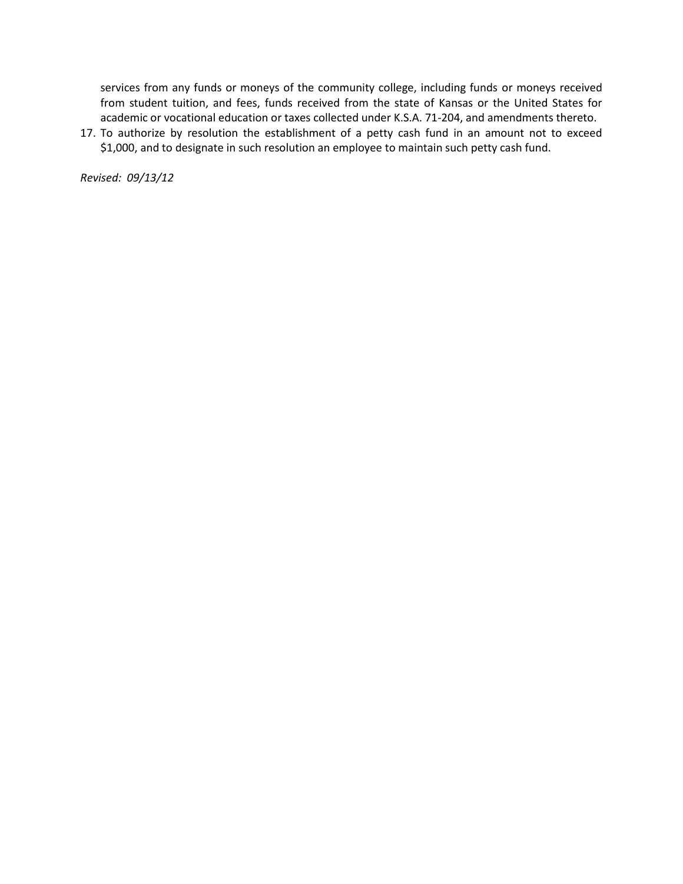services from any funds or moneys of the community college, including funds or moneys received from student tuition, and fees, funds received from the state of Kansas or the United States for academic or vocational education or taxes collected under K.S.A. 71-204, and amendments thereto.

17. To authorize by resolution the establishment of a petty cash fund in an amount not to exceed $1,000, and to designate in such resolution an employee to maintain such petty cash fund.

*Revised: 09/13/12*